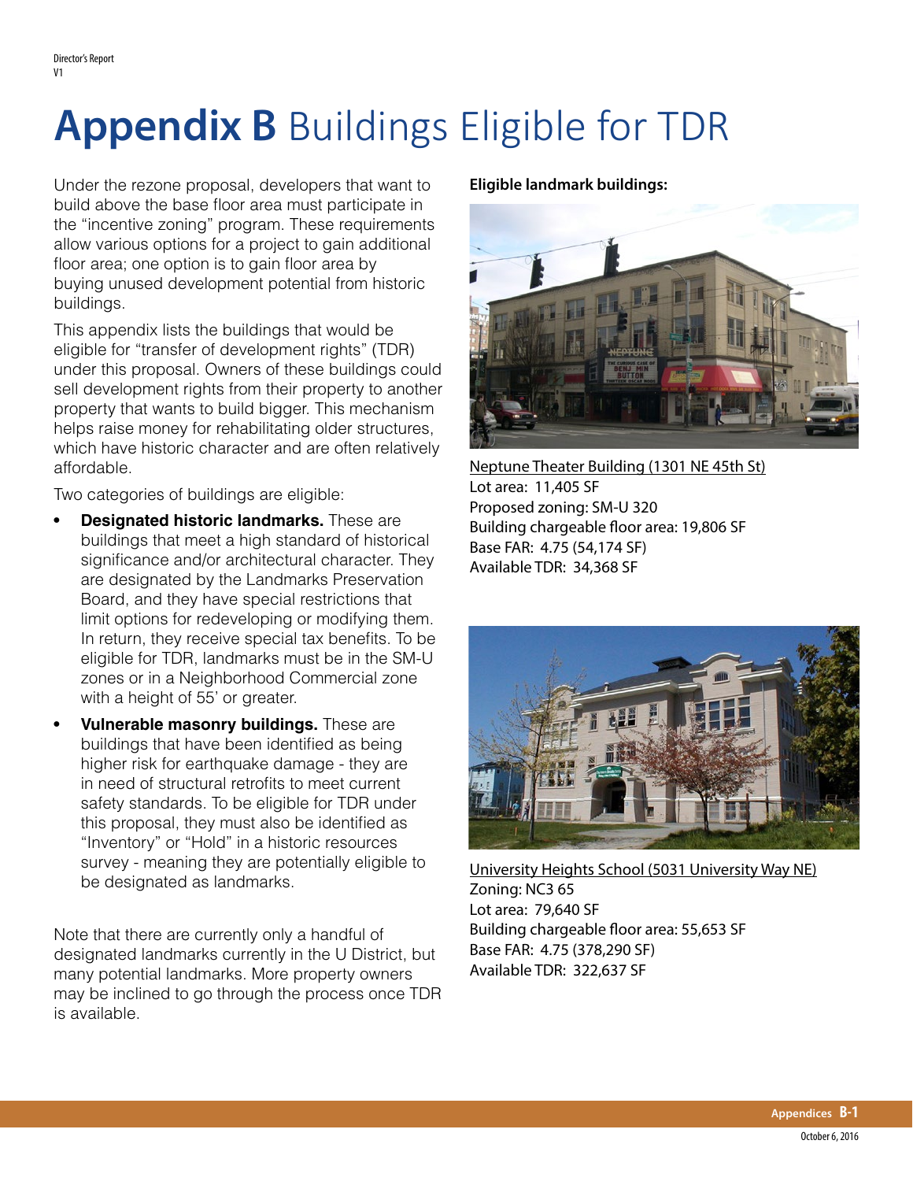# Appendix B Buildings Eligible for TDR

Under the rezone proposal, developers that want to build above the base floor area must participate in the "incentive zoning" program. These requirements allow various options for a project to gain additional floor area; one option is to gain floor area by buying unused development potential from historic buildings.

This appendix lists the buildings that would be eligible for "transfer of development rights" (TDR) under this proposal. Owners of these buildings could sell development rights from their property to another property that wants to build bigger. This mechanism helps raise money for rehabilitating older structures, which have historic character and are often relatively affordable.

Two categories of buildings are eligible:

- **Designated historic landmarks.** These are buildings that meet a high standard of historical significance and/or architectural character. They are designated by the Landmarks Preservation Board, and they have special restrictions that limit options for redeveloping or modifying them. In return, they receive special tax benefits. To be eligible for TDR, landmarks must be in the SM-U zones or in a Neighborhood Commercial zone with a height of 55' or greater.
- **Vulnerable masonry buildings.** These are buildings that have been identified as being higher risk for earthquake damage - they are in need of structural retrofits to meet current safety standards. To be eligible for TDR under this proposal, they must also be identified as "Inventory" or "Hold" in a historic resources survey - meaning they are potentially eligible to be designated as landmarks.

Note that there are currently only a handful of designated landmarks currently in the U District, but many potential landmarks. More property owners may be inclined to go through the process once TDR is available.

**Eligible landmark buildings:**

Neptune Theater Building (1301 NE 45th St)
Lot area: 11,405 SF
Proposed zoning: SM-U 320
Building chargeable floor area: 19,806 SF
Base FAR: 4.75 (54,174 SF)
Available TDR: 34,368 SF

University Heights School (5031 University Way NE)
Zoning: NC3 65
Lot area: 79,640 SF
Building chargeable floor area: 55,653 SF
Base FAR: 4.75 (378,290 SF)
Available TDR: 322,637 SF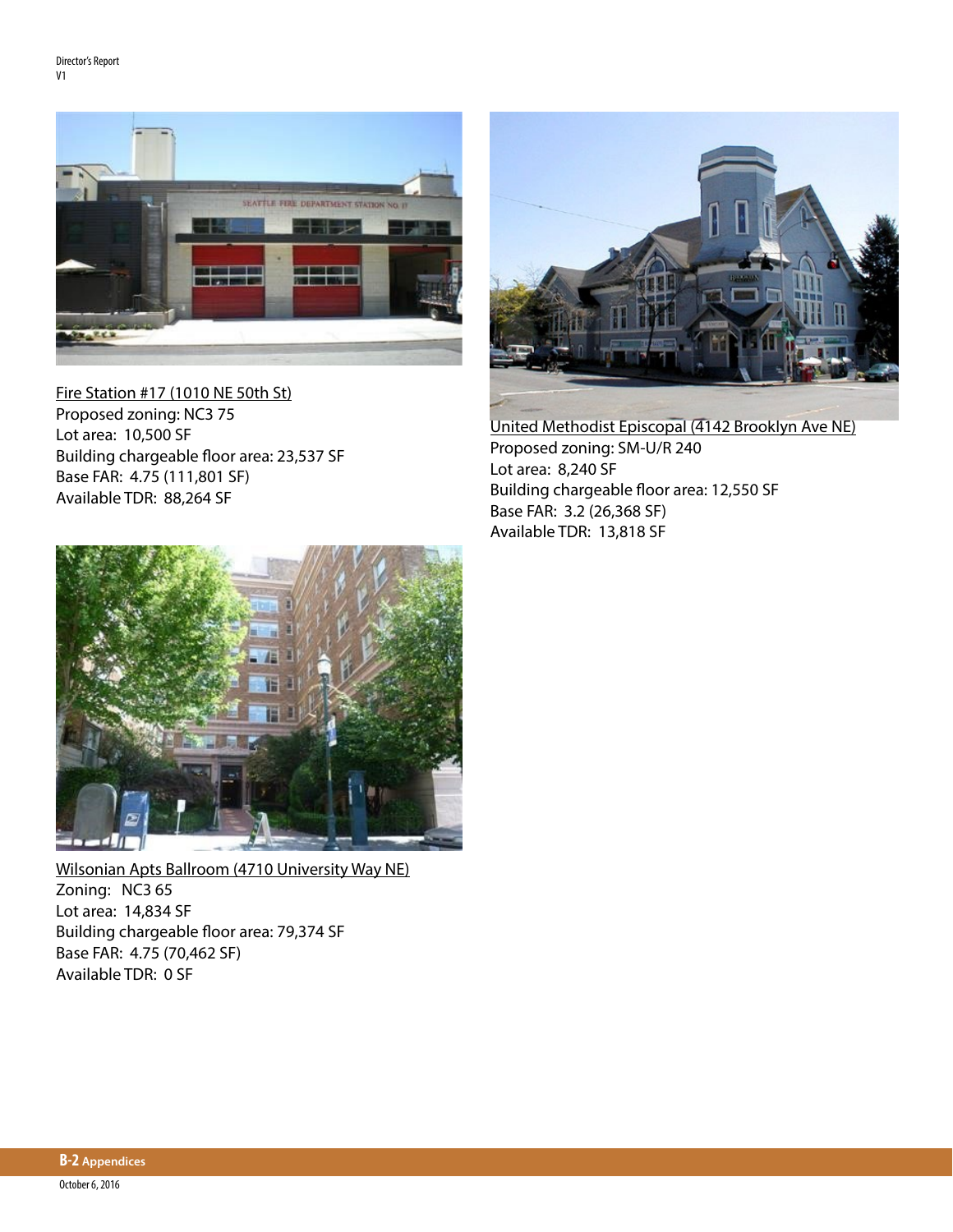Fire Station #17 (1010 NE 50th St)
Proposed zoning: NC3 75
Lot area: 10,500 SF
Building chargeable floor area: 23,537 SF
Base FAR: 4.75 (111,801 SF)
Available TDR: 88,264 SF

United Methodist Episcopal (4142 Brooklyn Ave NE)
Proposed zoning: SM-U/R 240
Lot area: 8,240 SF
Building chargeable floor area: 12,550 SF
Base FAR: 3.2 (26,368 SF)
Available TDR: 13,818 SF

Wilsonian Apts Ballroom (4710 University Way NE)
Zoning: NC3 65
Lot area: 14,834 SF
Building chargeable floor area: 79,374 SF
Base FAR: 4.75 (70,462 SF)
Available TDR: 0 SF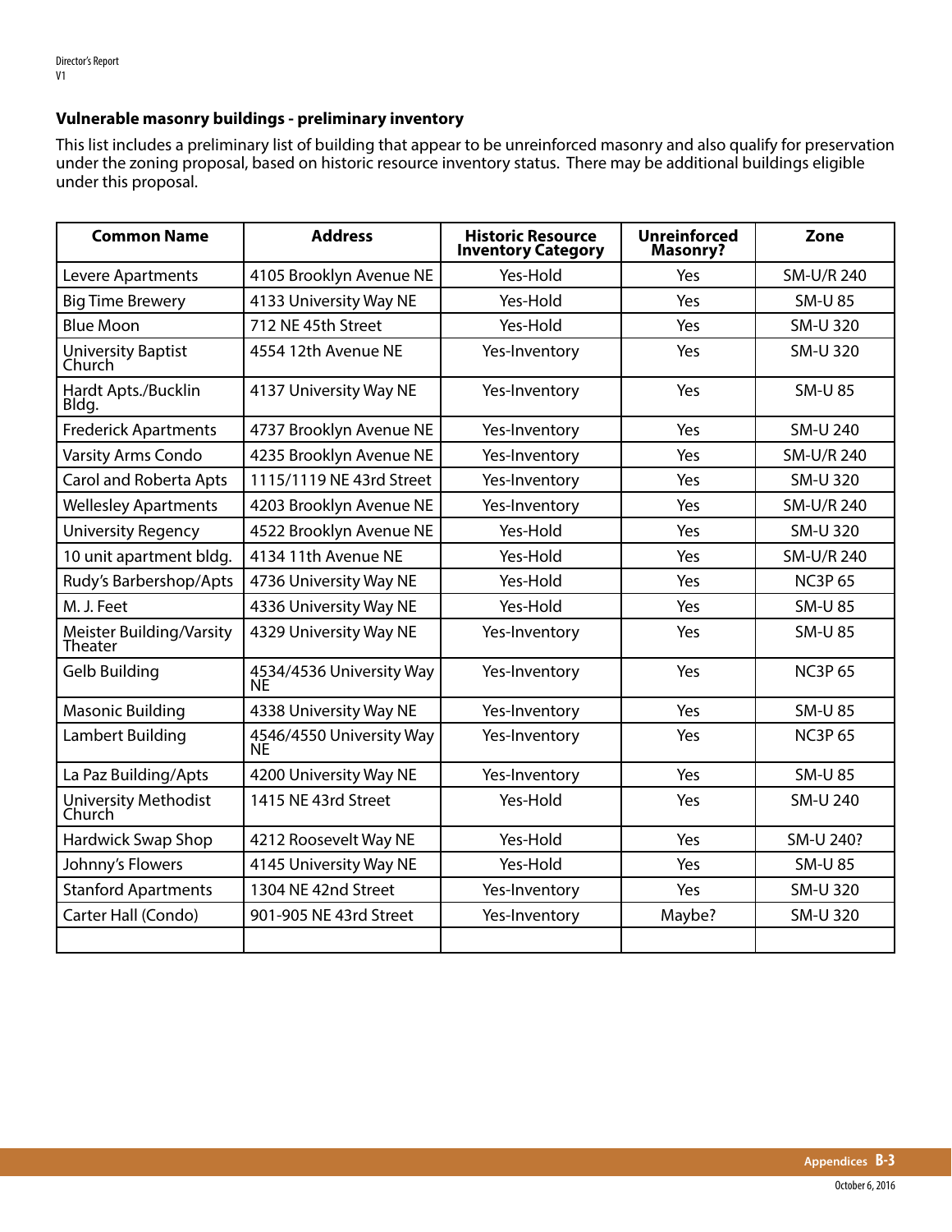**Vulnerable masonry buildings - preliminary inventory**

This list includes a preliminary list of building that appear to be unreinforced masonry and also qualify for preservation under the zoning proposal, based on historic resource inventory status. There may be additional buildings eligible under this proposal.

| Common Name | Address | Historic Resource Inventory Category | Unreinforced Masonry? | Zone |
|---|---|---|---|---|
| Levere Apartments | 4105 Brooklyn Avenue NE | Yes-Hold | Yes | SM-U/R 240 |
| Big Time Brewery | 4133 University Way NE | Yes-Hold | Yes | SM-U 85 |
| Blue Moon | 712 NE 45th Street | Yes-Hold | Yes | SM-U 320 |
| University Baptist Church | 4554 12th Avenue NE | Yes-Inventory | Yes | SM-U 320 |
| Hardt Apts./Bucklin Bldg. | 4137 University Way NE | Yes-Inventory | Yes | SM-U 85 |
| Frederick Apartments | 4737 Brooklyn Avenue NE | Yes-Inventory | Yes | SM-U 240 |
| Varsity Arms Condo | 4235 Brooklyn Avenue NE | Yes-Inventory | Yes | SM-U/R 240 |
| Carol and Roberta Apts | 1115/1119 NE 43rd Street | Yes-Inventory | Yes | SM-U 320 |
| Wellesley Apartments | 4203 Brooklyn Avenue NE | Yes-Inventory | Yes | SM-U/R 240 |
| University Regency | 4522 Brooklyn Avenue NE | Yes-Hold | Yes | SM-U 320 |
| 10 unit apartment bldg. | 4134 11th Avenue NE | Yes-Hold | Yes | SM-U/R 240 |
| Rudy's Barbershop/Apts | 4736 University Way NE | Yes-Hold | Yes | NC3P 65 |
| M. J. Feet | 4336 University Way NE | Yes-Hold | Yes | SM-U 85 |
| Meister Building/Varsity Theater | 4329 University Way NE | Yes-Inventory | Yes | SM-U 85 |
| Gelb Building | 4534/4536 University Way NE | Yes-Inventory | Yes | NC3P 65 |
| Masonic Building | 4338 University Way NE | Yes-Inventory | Yes | SM-U 85 |
| Lambert Building | 4546/4550 University Way NE | Yes-Inventory | Yes | NC3P 65 |
| La Paz Building/Apts | 4200 University Way NE | Yes-Inventory | Yes | SM-U 85 |
| University Methodist Church | 1415 NE 43rd Street | Yes-Hold | Yes | SM-U 240 |
| Hardwick Swap Shop | 4212 Roosevelt Way NE | Yes-Hold | Yes | SM-U 240? |
| Johnny's Flowers | 4145 University Way NE | Yes-Hold | Yes | SM-U 85 |
| Stanford Apartments | 1304 NE 42nd Street | Yes-Inventory | Yes | SM-U 320 |
| Carter Hall (Condo) | 901-905 NE 43rd Street | Yes-Inventory | Maybe? | SM-U 320 |
| | | | | |